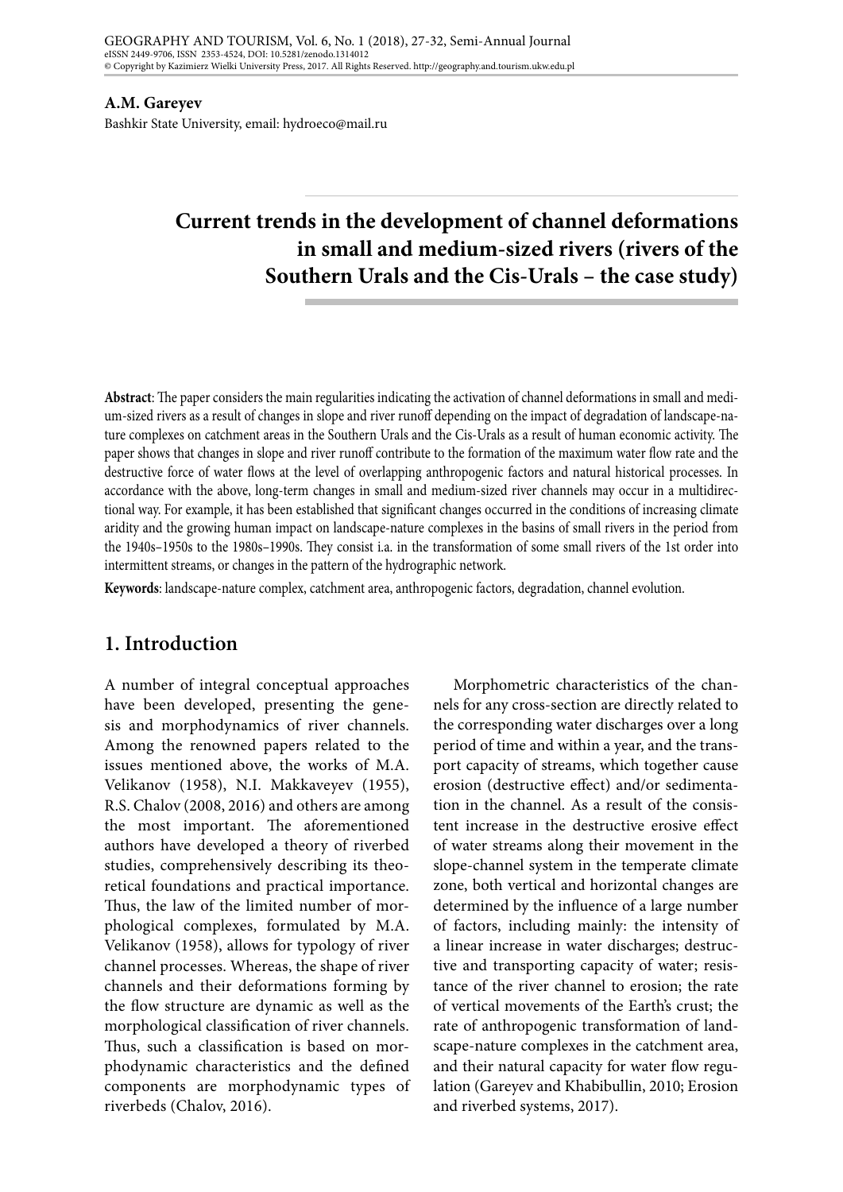**A.M. Gareyev**
Bashkir State University, email: hydroeco@mail.ru

# Current trends in the development of channel deformations in small and medium-sized rivers (rivers of the Southern Urals and the Cis-Urals – the case study)

**Abstract**: The paper considers the main regularities indicating the activation of channel deformations in small and medium-sized rivers as a result of changes in slope and river runoff depending on the impact of degradation of landscape-nature complexes on catchment areas in the Southern Urals and the Cis-Urals as a result of human economic activity. The paper shows that changes in slope and river runoff contribute to the formation of the maximum water flow rate and the destructive force of water flows at the level of overlapping anthropogenic factors and natural historical processes. In accordance with the above, long-term changes in small and medium-sized river channels may occur in a multidirectional way. For example, it has been established that significant changes occurred in the conditions of increasing climate aridity and the growing human impact on landscape-nature complexes in the basins of small rivers in the period from the 1940s–1950s to the 1980s–1990s. They consist i.a. in the transformation of some small rivers of the 1st order into intermittent streams, or changes in the pattern of the hydrographic network.

**Keywords**: landscape-nature complex, catchment area, anthropogenic factors, degradation, channel evolution.

## 1. Introduction

A number of integral conceptual approaches have been developed, presenting the genesis and morphodynamics of river channels. Among the renowned papers related to the issues mentioned above, the works of M.A. Velikanov (1958), N.I. Makkaveyev (1955), R.S. Chalov (2008, 2016) and others are among the most important. The aforementioned authors have developed a theory of riverbed studies, comprehensively describing its theoretical foundations and practical importance. Thus, the law of the limited number of morphological complexes, formulated by M.A. Velikanov (1958), allows for typology of river channel processes. Whereas, the shape of river channels and their deformations forming by the flow structure are dynamic as well as the morphological classification of river channels. Thus, such a classification is based on morphodynamic characteristics and the defined components are morphodynamic types of riverbeds (Chalov, 2016).

Morphometric characteristics of the channels for any cross-section are directly related to the corresponding water discharges over a long period of time and within a year, and the transport capacity of streams, which together cause erosion (destructive effect) and/or sedimentation in the channel. As a result of the consistent increase in the destructive erosive effect of water streams along their movement in the slope-channel system in the temperate climate zone, both vertical and horizontal changes are determined by the influence of a large number of factors, including mainly: the intensity of a linear increase in water discharges; destructive and transporting capacity of water; resistance of the river channel to erosion; the rate of vertical movements of the Earth's crust; the rate of anthropogenic transformation of landscape-nature complexes in the catchment area, and their natural capacity for water flow regulation (Gareyev and Khabibullin, 2010; Erosion and riverbed systems, 2017).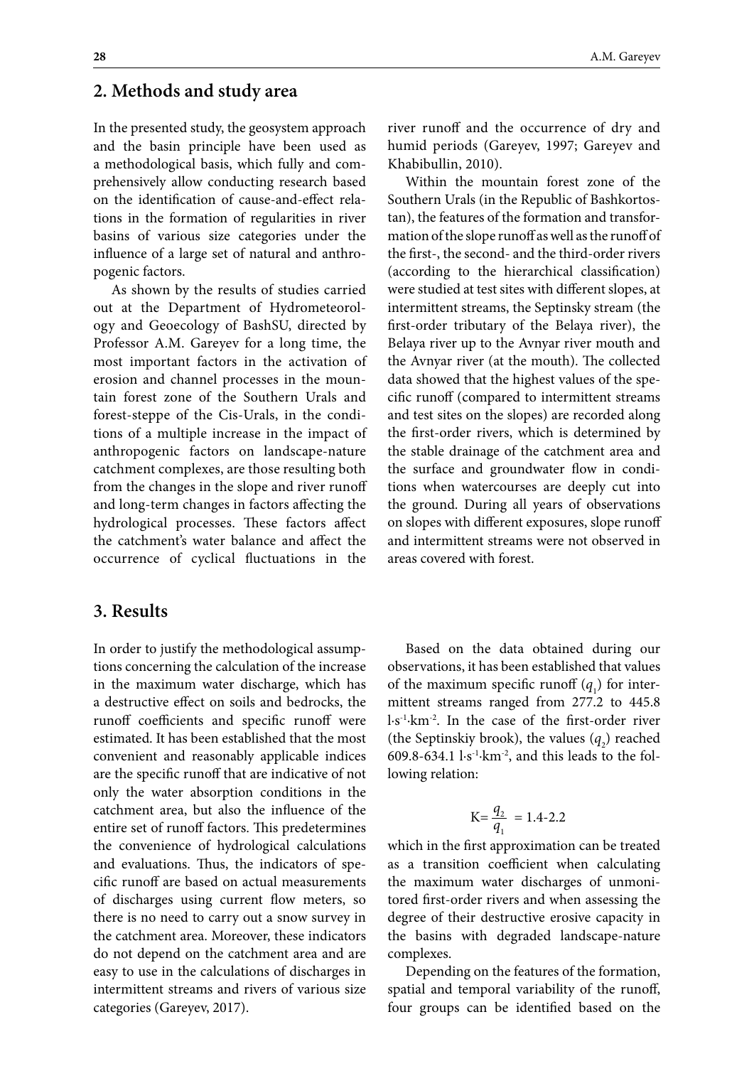## 2. Methods and study area

In the presented study, the geosystem approach and the basin principle have been used as a methodological basis, which fully and comprehensively allow conducting research based on the identification of cause-and-effect relations in the formation of regularities in river basins of various size categories under the influence of a large set of natural and anthropogenic factors.

As shown by the results of studies carried out at the Department of Hydrometeorology and Geoecology of BashSU, directed by Professor A.M. Gareyev for a long time, the most important factors in the activation of erosion and channel processes in the mountain forest zone of the Southern Urals and forest-steppe of the Cis-Urals, in the conditions of a multiple increase in the impact of anthropogenic factors on landscape-nature catchment complexes, are those resulting both from the changes in the slope and river runoff and long-term changes in factors affecting the hydrological processes. These factors affect the catchment's water balance and affect the occurrence of cyclical fluctuations in the river runoff and the occurrence of dry and humid periods (Gareyev, 1997; Gareyev and Khabibullin, 2010).

Within the mountain forest zone of the Southern Urals (in the Republic of Bashkortostan), the features of the formation and transformation of the slope runoff as well as the runoff of the first-, the second- and the third-order rivers (according to the hierarchical classification) were studied at test sites with different slopes, at intermittent streams, the Septinsky stream (the first-order tributary of the Belaya river), the Belaya river up to the Avnyar river mouth and the Avnyar river (at the mouth). The collected data showed that the highest values of the specific runoff (compared to intermittent streams and test sites on the slopes) are recorded along the first-order rivers, which is determined by the stable drainage of the catchment area and the surface and groundwater flow in conditions when watercourses are deeply cut into the ground. During all years of observations on slopes with different exposures, slope runoff and intermittent streams were not observed in areas covered with forest.

## 3. Results

In order to justify the methodological assumptions concerning the calculation of the increase in the maximum water discharge, which has a destructive effect on soils and bedrocks, the runoff coefficients and specific runoff were estimated. It has been established that the most convenient and reasonably applicable indices are the specific runoff that are indicative of not only the water absorption conditions in the catchment area, but also the influence of the entire set of runoff factors. This predetermines the convenience of hydrological calculations and evaluations. Thus, the indicators of specific runoff are based on actual measurements of discharges using current flow meters, so there is no need to carry out a snow survey in the catchment area. Moreover, these indicators do not depend on the catchment area and are easy to use in the calculations of discharges in intermittent streams and rivers of various size categories (Gareyev, 2017).

Based on the data obtained during our observations, it has been established that values of the maximum specific runoff ($q_1$) for intermittent streams ranged from 277.2 to 445.8 $l \cdot s^{-1} \cdot km^{-2}$. In the case of the first-order river (the Septinskiy brook), the values ($q_2$) reached 609.8-634.1 $l \cdot s^{-1} \cdot km^{-2}$, and this leads to the following relation:

$$K = \frac{q_2}{q_1} = 1.4\text{-}2.2$$

which in the first approximation can be treated as a transition coefficient when calculating the maximum water discharges of unmonitored first-order rivers and when assessing the degree of their destructive erosive capacity in the basins with degraded landscape-nature complexes.

Depending on the features of the formation, spatial and temporal variability of the runoff, four groups can be identified based on the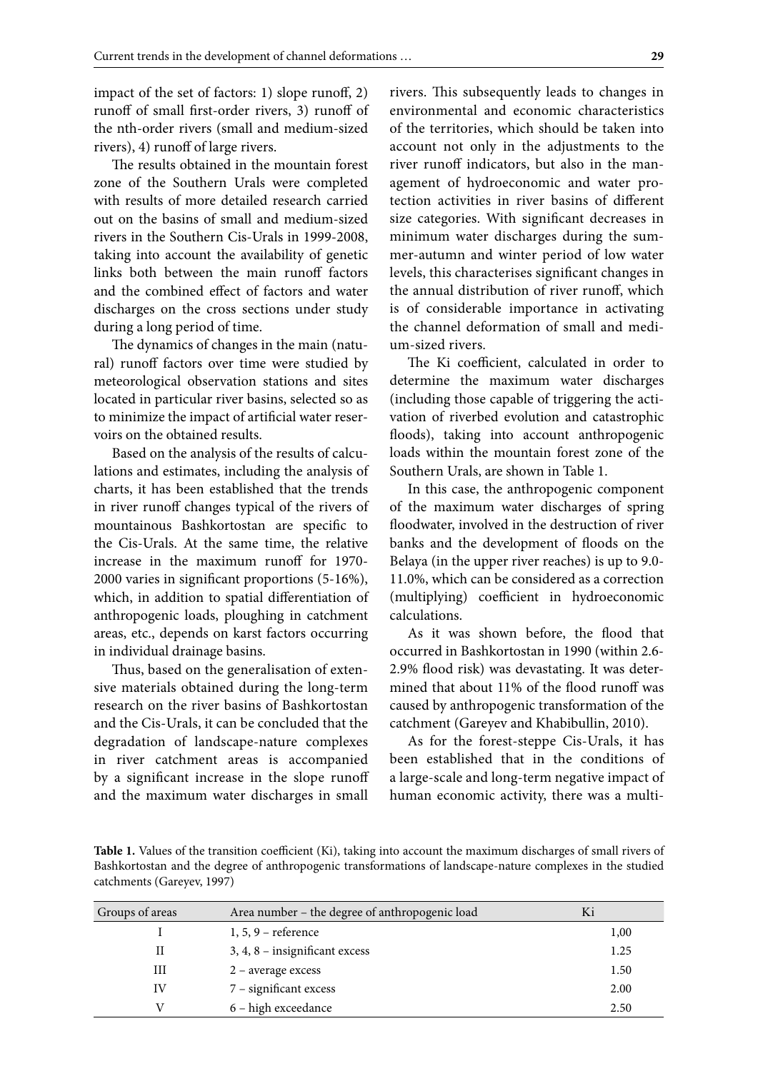impact of the set of factors: 1) slope runoff, 2) runoff of small first-order rivers, 3) runoff of the nth-order rivers (small and medium-sized rivers), 4) runoff of large rivers.

The results obtained in the mountain forest zone of the Southern Urals were completed with results of more detailed research carried out on the basins of small and medium-sized rivers in the Southern Cis-Urals in 1999-2008, taking into account the availability of genetic links both between the main runoff factors and the combined effect of factors and water discharges on the cross sections under study during a long period of time.

The dynamics of changes in the main (natural) runoff factors over time were studied by meteorological observation stations and sites located in particular river basins, selected so as to minimize the impact of artificial water reservoirs on the obtained results.

Based on the analysis of the results of calculations and estimates, including the analysis of charts, it has been established that the trends in river runoff changes typical of the rivers of mountainous Bashkortostan are specific to the Cis-Urals. At the same time, the relative increase in the maximum runoff for 1970-2000 varies in significant proportions (5-16%), which, in addition to spatial differentiation of anthropogenic loads, ploughing in catchment areas, etc., depends on karst factors occurring in individual drainage basins.

Thus, based on the generalisation of extensive materials obtained during the long-term research on the river basins of Bashkortostan and the Cis-Urals, it can be concluded that the degradation of landscape-nature complexes in river catchment areas is accompanied by a significant increase in the slope runoff and the maximum water discharges in small rivers. This subsequently leads to changes in environmental and economic characteristics of the territories, which should be taken into account not only in the adjustments to the river runoff indicators, but also in the management of hydroeconomic and water protection activities in river basins of different size categories. With significant decreases in minimum water discharges during the summer-autumn and winter period of low water levels, this characterises significant changes in the annual distribution of river runoff, which is of considerable importance in activating the channel deformation of small and medium-sized rivers.

The Ki coefficient, calculated in order to determine the maximum water discharges (including those capable of triggering the activation of riverbed evolution and catastrophic floods), taking into account anthropogenic loads within the mountain forest zone of the Southern Urals, are shown in Table 1.

In this case, the anthropogenic component of the maximum water discharges of spring floodwater, involved in the destruction of river banks and the development of floods on the Belaya (in the upper river reaches) is up to 9.0-11.0%, which can be considered as a correction (multiplying) coefficient in hydroeconomic calculations.

As it was shown before, the flood that occurred in Bashkortostan in 1990 (within 2.6-2.9% flood risk) was devastating. It was determined that about 11% of the flood runoff was caused by anthropogenic transformation of the catchment (Gareyev and Khabibullin, 2010).

As for the forest-steppe Cis-Urals, it has been established that in the conditions of a large-scale and long-term negative impact of human economic activity, there was a multi-

**Table 1.** Values of the transition coefficient (Ki), taking into account the maximum discharges of small rivers of Bashkortostan and the degree of anthropogenic transformations of landscape-nature complexes in the studied catchments (Gareyev, 1997)

| Groups of areas | Area number – the degree of anthropogenic load | Ki |
|---|---|---|
| I | 1, 5, 9 – reference | 1,00 |
| II | 3, 4, 8 – insignificant excess | 1.25 |
| III | 2 – average excess | 1.50 |
| IV | 7 – significant excess | 2.00 |
| V | 6 – high exceedance | 2.50 |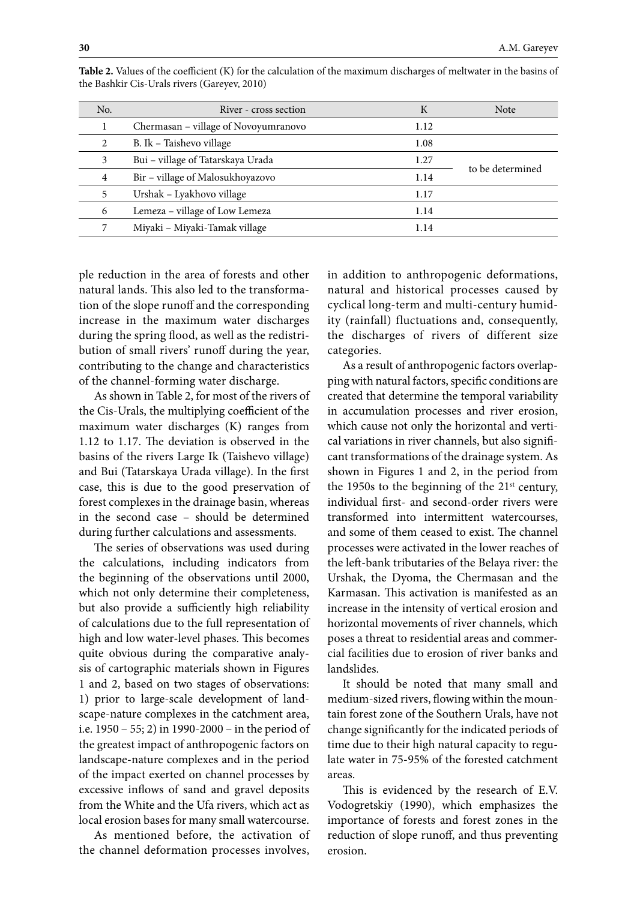**Table 2.** Values of the coefficient (K) for the calculation of the maximum discharges of meltwater in the basins of the Bashkir Cis-Urals rivers (Gareyev, 2010)

| No. | River - cross section | K | Note |
|---|---|---|---|
| 1 | Chermasan – village of Novoyumranovo | 1.12 | |
| 2 | B. Ik – Taishevo village | 1.08 | |
| 3 | Bui – village of Tatarskaya Urada | 1.27 | to be determined |
| 4 | Bir – village of Malosukhoyazovo | 1.14 | |
| 5 | Urshak – Lyakhovo village | 1.17 | |
| 6 | Lemeza – village of Low Lemeza | 1.14 | |
| 7 | Miyaki – Miyaki-Tamak village | 1.14 | |

ple reduction in the area of forests and other natural lands. This also led to the transformation of the slope runoff and the corresponding increase in the maximum water discharges during the spring flood, as well as the redistribution of small rivers' runoff during the year, contributing to the change and characteristics of the channel-forming water discharge.

As shown in Table 2, for most of the rivers of the Cis-Urals, the multiplying coefficient of the maximum water discharges (K) ranges from 1.12 to 1.17. The deviation is observed in the basins of the rivers Large Ik (Taishevo village) and Bui (Tatarskaya Urada village). In the first case, this is due to the good preservation of forest complexes in the drainage basin, whereas in the second case – should be determined during further calculations and assessments.

The series of observations was used during the calculations, including indicators from the beginning of the observations until 2000, which not only determine their completeness, but also provide a sufficiently high reliability of calculations due to the full representation of high and low water-level phases. This becomes quite obvious during the comparative analysis of cartographic materials shown in Figures 1 and 2, based on two stages of observations: 1) prior to large-scale development of landscape-nature complexes in the catchment area, i.e. 1950 – 55; 2) in 1990-2000 – in the period of the greatest impact of anthropogenic factors on landscape-nature complexes and in the period of the impact exerted on channel processes by excessive inflows of sand and gravel deposits from the White and the Ufa rivers, which act as local erosion bases for many small watercourse.

As mentioned before, the activation of the channel deformation processes involves, in addition to anthropogenic deformations, natural and historical processes caused by cyclical long-term and multi-century humidity (rainfall) fluctuations and, consequently, the discharges of rivers of different size categories.

As a result of anthropogenic factors overlapping with natural factors, specific conditions are created that determine the temporal variability in accumulation processes and river erosion, which cause not only the horizontal and vertical variations in river channels, but also significant transformations of the drainage system. As shown in Figures 1 and 2, in the period from the 1950s to the beginning of the 21st century, individual first- and second-order rivers were transformed into intermittent watercourses, and some of them ceased to exist. The channel processes were activated in the lower reaches of the left-bank tributaries of the Belaya river: the Urshak, the Dyoma, the Chermasan and the Karmasan. This activation is manifested as an increase in the intensity of vertical erosion and horizontal movements of river channels, which poses a threat to residential areas and commercial facilities due to erosion of river banks and landslides.

It should be noted that many small and medium-sized rivers, flowing within the mountain forest zone of the Southern Urals, have not change significantly for the indicated periods of time due to their high natural capacity to regulate water in 75-95% of the forested catchment areas.

This is evidenced by the research of E.V. Vodogretskiy (1990), which emphasizes the importance of forests and forest zones in the reduction of slope runoff, and thus preventing erosion.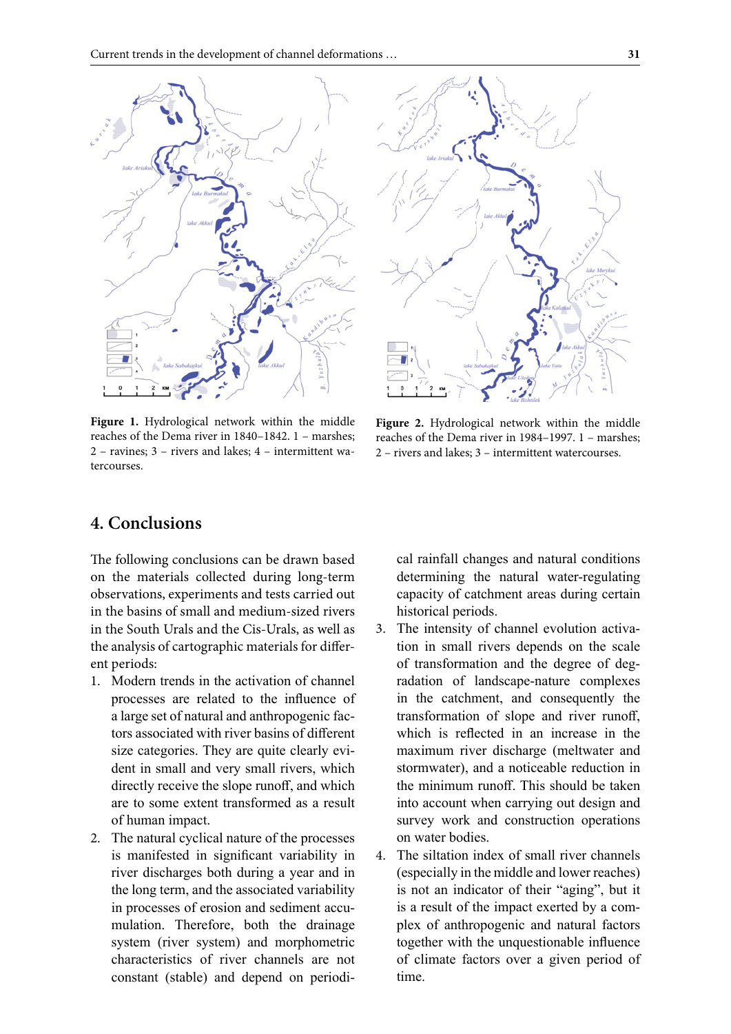**Figure 1.** Hydrological network within the middle reaches of the Dema river in 1840–1842. 1 – marshes; 2 – ravines; 3 – rivers and lakes; 4 – intermittent watercourses.

**Figure 2.** Hydrological network within the middle reaches of the Dema river in 1984–1997. 1 – marshes; 2 – rivers and lakes; 3 – intermittent watercourses.

## 4. Conclusions

The following conclusions can be drawn based on the materials collected during long-term observations, experiments and tests carried out in the basins of small and medium-sized rivers in the South Urals and the Cis-Urals, as well as the analysis of cartographic materials for different periods:

1. Modern trends in the activation of channel processes are related to the influence of a large set of natural and anthropogenic factors associated with river basins of different size categories. They are quite clearly evident in small and very small rivers, which directly receive the slope runoff, and which are to some extent transformed as a result of human impact.
2. The natural cyclical nature of the processes is manifested in significant variability in river discharges both during a year and in the long term, and the associated variability in processes of erosion and sediment accumulation. Therefore, both the drainage system (river system) and morphometric characteristics of river channels are not constant (stable) and depend on periodical rainfall changes and natural conditions determining the natural water-regulating capacity of catchment areas during certain historical periods.
3. The intensity of channel evolution activation in small rivers depends on the scale of transformation and the degree of degradation of landscape-nature complexes in the catchment, and consequently the transformation of slope and river runoff, which is reflected in an increase in the maximum river discharge (meltwater and stormwater), and a noticeable reduction in the minimum runoff. This should be taken into account when carrying out design and survey work and construction operations on water bodies.
4. The siltation index of small river channels (especially in the middle and lower reaches) is not an indicator of their "aging", but it is a result of the impact exerted by a complex of anthropogenic and natural factors together with the unquestionable influence of climate factors over a given period of time.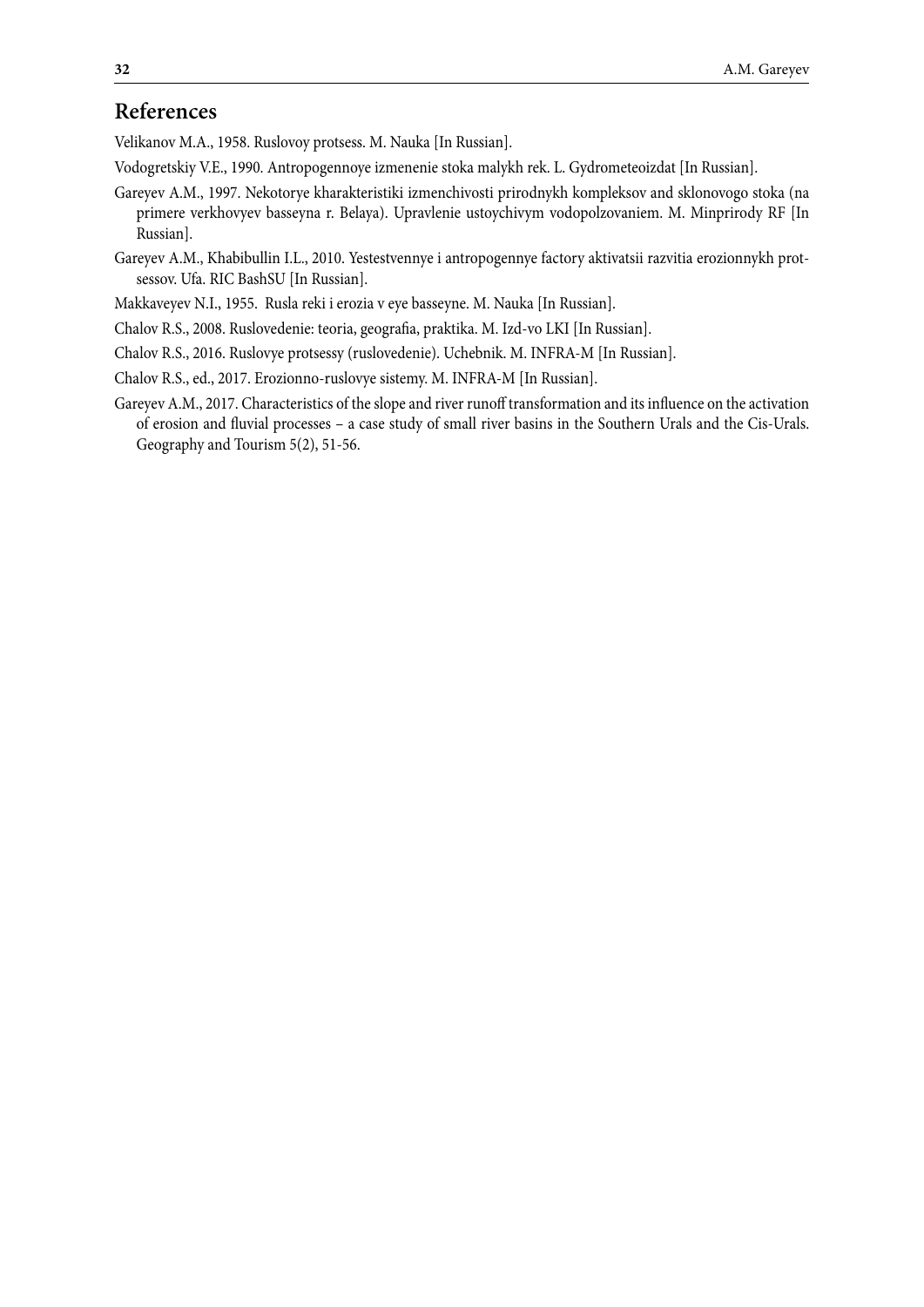## References

Velikanov M.A., 1958. Ruslovoy protsess. M. Nauka [In Russian].

Vodogretskiy V.E., 1990. Antropogennoye izmenenie stoka malykh rek. L. Gydrometeoizdat [In Russian].

Gareyev A.M., 1997. Nekotorye kharakteristiki izmenchivosti prirodnykh kompleksov and sklonovogo stoka (na primere verkhovyev basseyna r. Belaya). Upravlenie ustoychivym vodopolzovaniem. M. Minprirody RF [In Russian].

Gareyev A.M., Khabibullin I.L., 2010. Yestestvennye i antropogennye factory aktivatsii razvitia erozionnykh protsessov. Ufa. RIC BashSU [In Russian].

Makkaveyev N.I., 1955. Rusla reki i erozia v eye basseyne. M. Nauka [In Russian].

Chalov R.S., 2008. Ruslovedenie: teoria, geografia, praktika. M. Izd-vo LKI [In Russian].

Chalov R.S., 2016. Ruslovye protsessy (ruslovedenie). Uchebnik. M. INFRA-M [In Russian].

Chalov R.S., ed., 2017. Erozionno-ruslovye sistemy. M. INFRA-M [In Russian].

Gareyev A.M., 2017. Characteristics of the slope and river runoff transformation and its influence on the activation of erosion and fluvial processes – a case study of small river basins in the Southern Urals and the Cis-Urals. Geography and Tourism 5(2), 51-56.